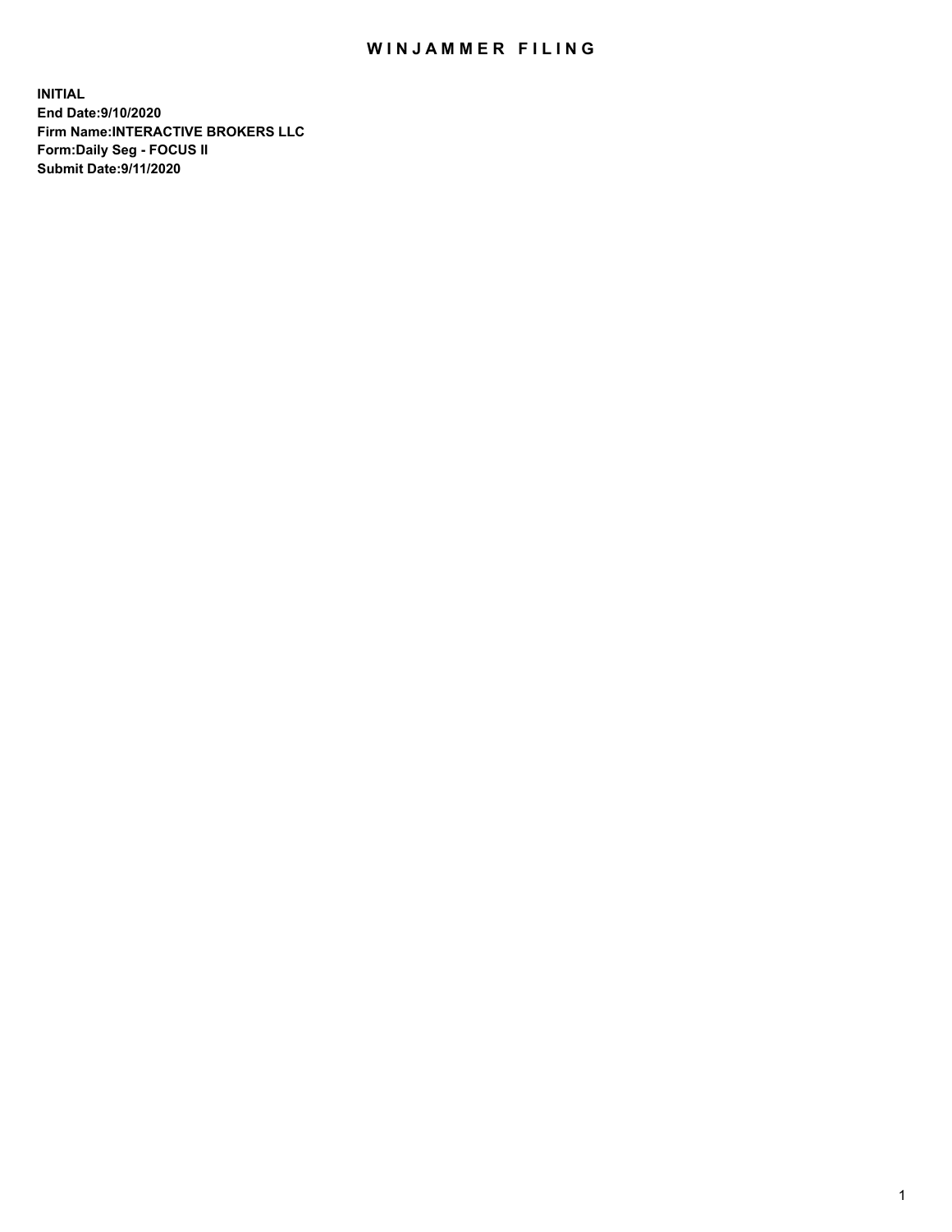# WINJAMMER FILING

**INITIAL**
**End Date:9/10/2020**
**Firm Name:INTERACTIVE BROKERS LLC**
**Form:Daily Seg - FOCUS II**
**Submit Date:9/11/2020**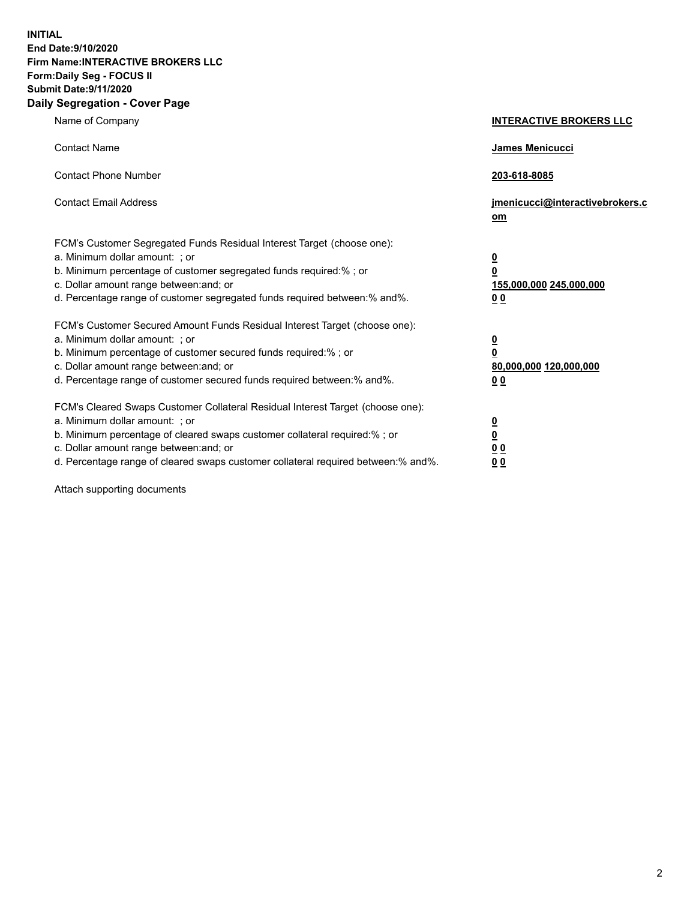**INITIAL**
**End Date:9/10/2020**
**Firm Name:INTERACTIVE BROKERS LLC**
**Form:Daily Seg - FOCUS II**
**Submit Date:9/11/2020**
**Daily Segregation - Cover Page**

| | |
|---|---|
| Name of Company | **INTERACTIVE BROKERS LLC** |
| Contact Name | **James Menicucci** |
| Contact Phone Number | **203-618-8085** |
| Contact Email Address | **jmenicucci@interactivebrokers.com** |
| FCM's Customer Segregated Funds Residual Interest Target (choose one): | |
| a. Minimum dollar amount: ; or | **0** |
| b. Minimum percentage of customer segregated funds required:% ; or | **0** |
| c. Dollar amount range between:and; or | **155,000,000 245,000,000** |
| d. Percentage range of customer segregated funds required between:% and%. | **0 0** |
| FCM's Customer Secured Amount Funds Residual Interest Target (choose one): | |
| a. Minimum dollar amount: ; or | **0** |
| b. Minimum percentage of customer secured funds required:% ; or | **0** |
| c. Dollar amount range between:and; or | **80,000,000 120,000,000** |
| d. Percentage range of customer secured funds required between:% and%. | **0 0** |
| FCM's Cleared Swaps Customer Collateral Residual Interest Target (choose one): | |
| a. Minimum dollar amount: ; or | **0** |
| b. Minimum percentage of cleared swaps customer collateral required:% ; or | **0** |
| c. Dollar amount range between:and; or | **0 0** |
| d. Percentage range of cleared swaps customer collateral required between:% and%. | **0 0** |

Attach supporting documents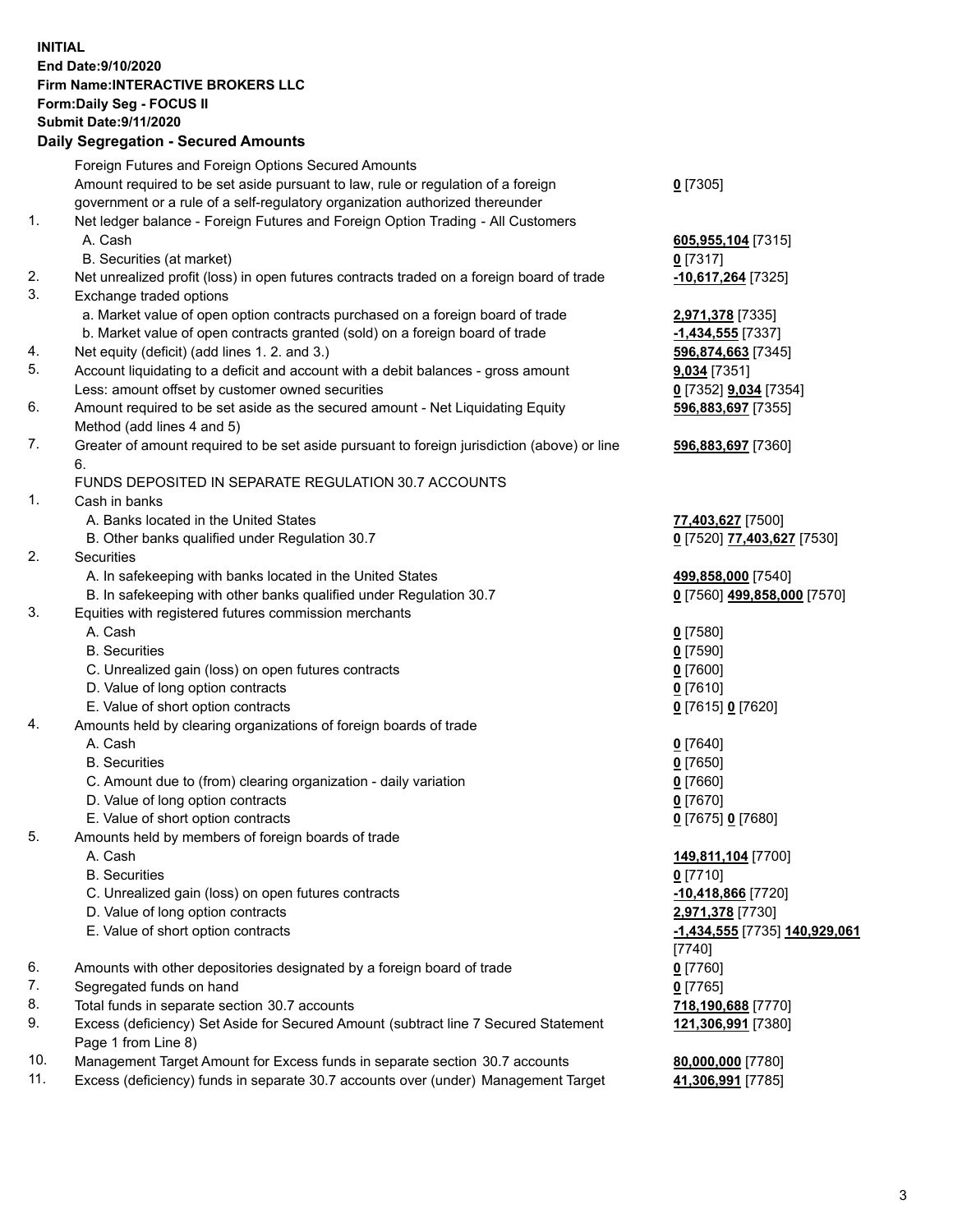**INITIAL**
**End Date:9/10/2020**
**Firm Name:INTERACTIVE BROKERS LLC**
**Form:Daily Seg - FOCUS II**
**Submit Date:9/11/2020**

## Daily Segregation - Secured Amounts

| | | |
|---|---|---|
| | Foreign Futures and Foreign Options Secured Amounts | |
| | Amount required to be set aside pursuant to law, rule or regulation of a foreign government or a rule of a self-regulatory organization authorized thereunder | **0** [7305] |
| 1. | Net ledger balance - Foreign Futures and Foreign Option Trading - All Customers | |
| | A. Cash | **605,955,104** [7315] |
| | B. Securities (at market) | **0** [7317] |
| 2. | Net unrealized profit (loss) in open futures contracts traded on a foreign board of trade | **-10,617,264** [7325] |
| 3. | Exchange traded options | |
| | a. Market value of open option contracts purchased on a foreign board of trade | **2,971,378** [7335] |
| | b. Market value of open contracts granted (sold) on a foreign board of trade | **-1,434,555** [7337] |
| 4. | Net equity (deficit) (add lines 1. 2. and 3.) | **596,874,663** [7345] |
| 5. | Account liquidating to a deficit and account with a debit balances - gross amount | **9,034** [7351] |
| | Less: amount offset by customer owned securities | **0** [7352] **9,034** [7354] |
| 6. | Amount required to be set aside as the secured amount - Net Liquidating Equity Method (add lines 4 and 5) | **596,883,697** [7355] |
| 7. | Greater of amount required to be set aside pursuant to foreign jurisdiction (above) or line 6. | **596,883,697** [7360] |
| | FUNDS DEPOSITED IN SEPARATE REGULATION 30.7 ACCOUNTS | |
| 1. | Cash in banks | |
| | A. Banks located in the United States | **77,403,627** [7500] |
| | B. Other banks qualified under Regulation 30.7 | **0** [7520] **77,403,627** [7530] |
| 2. | Securities | |
| | A. In safekeeping with banks located in the United States | **499,858,000** [7540] |
| | B. In safekeeping with other banks qualified under Regulation 30.7 | **0** [7560] **499,858,000** [7570] |
| 3. | Equities with registered futures commission merchants | |
| | A. Cash | **0** [7580] |
| | B. Securities | **0** [7590] |
| | C. Unrealized gain (loss) on open futures contracts | **0** [7600] |
| | D. Value of long option contracts | **0** [7610] |
| | E. Value of short option contracts | **0** [7615] **0** [7620] |
| 4. | Amounts held by clearing organizations of foreign boards of trade | |
| | A. Cash | **0** [7640] |
| | B. Securities | **0** [7650] |
| | C. Amount due to (from) clearing organization - daily variation | **0** [7660] |
| | D. Value of long option contracts | **0** [7670] |
| | E. Value of short option contracts | **0** [7675] **0** [7680] |
| 5. | Amounts held by members of foreign boards of trade | |
| | A. Cash | **149,811,104** [7700] |
| | B. Securities | **0** [7710] |
| | C. Unrealized gain (loss) on open futures contracts | **-10,418,866** [7720] |
| | D. Value of long option contracts | **2,971,378** [7730] |
| | E. Value of short option contracts | **-1,434,555** [7735] **140,929,061** [7740] |
| 6. | Amounts with other depositories designated by a foreign board of trade | **0** [7760] |
| 7. | Segregated funds on hand | **0** [7765] |
| 8. | Total funds in separate section 30.7 accounts | **718,190,688** [7770] |
| 9. | Excess (deficiency) Set Aside for Secured Amount (subtract line 7 Secured Statement Page 1 from Line 8) | **121,306,991** [7380] |
| 10. | Management Target Amount for Excess funds in separate section 30.7 accounts | **80,000,000** [7780] |
| 11. | Excess (deficiency) funds in separate 30.7 accounts over (under) Management Target | **41,306,991** [7785] |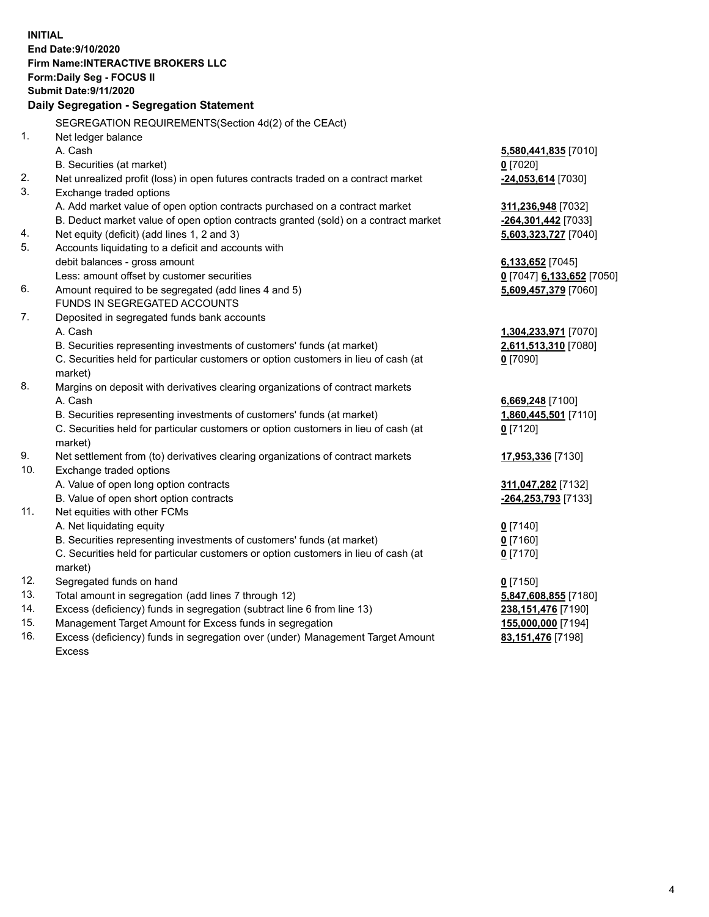**INITIAL**
**End Date:9/10/2020**
**Firm Name:INTERACTIVE BROKERS LLC**
**Form:Daily Seg - FOCUS II**
**Submit Date:9/11/2020**

## Daily Segregation - Segregation Statement

| | | |
|---|---|---|
| | SEGREGATION REQUIREMENTS(Section 4d(2) of the CEAct) | |
| 1. | Net ledger balance | |
| | A. Cash | **5,580,441,835** [7010] |
| | B. Securities (at market) | **0** [7020] |
| 2. | Net unrealized profit (loss) in open futures contracts traded on a contract market | **-24,053,614** [7030] |
| 3. | Exchange traded options | |
| | A. Add market value of open option contracts purchased on a contract market | **311,236,948** [7032] |
| | B. Deduct market value of open option contracts granted (sold) on a contract market | **-264,301,442** [7033] |
| 4. | Net equity (deficit) (add lines 1, 2 and 3) | **5,603,323,727** [7040] |
| 5. | Accounts liquidating to a deficit and accounts with | |
| | debit balances - gross amount | **6,133,652** [7045] |
| | Less: amount offset by customer securities | **0** [7047] **6,133,652** [7050] |
| 6. | Amount required to be segregated (add lines 4 and 5) | **5,609,457,379** [7060] |
| | FUNDS IN SEGREGATED ACCOUNTS | |
| 7. | Deposited in segregated funds bank accounts | |
| | A. Cash | **1,304,233,971** [7070] |
| | B. Securities representing investments of customers' funds (at market) | **2,611,513,310** [7080] |
| | C. Securities held for particular customers or option customers in lieu of cash (at market) | **0** [7090] |
| 8. | Margins on deposit with derivatives clearing organizations of contract markets | |
| | A. Cash | **6,669,248** [7100] |
| | B. Securities representing investments of customers' funds (at market) | **1,860,445,501** [7110] |
| | C. Securities held for particular customers or option customers in lieu of cash (at market) | **0** [7120] |
| 9. | Net settlement from (to) derivatives clearing organizations of contract markets | **17,953,336** [7130] |
| 10. | Exchange traded options | |
| | A. Value of open long option contracts | **311,047,282** [7132] |
| | B. Value of open short option contracts | **-264,253,793** [7133] |
| 11. | Net equities with other FCMs | |
| | A. Net liquidating equity | **0** [7140] |
| | B. Securities representing investments of customers' funds (at market) | **0** [7160] |
| | C. Securities held for particular customers or option customers in lieu of cash (at market) | **0** [7170] |
| 12. | Segregated funds on hand | **0** [7150] |
| 13. | Total amount in segregation (add lines 7 through 12) | **5,847,608,855** [7180] |
| 14. | Excess (deficiency) funds in segregation (subtract line 6 from line 13) | **238,151,476** [7190] |
| 15. | Management Target Amount for Excess funds in segregation | **155,000,000** [7194] |
| 16. | Excess (deficiency) funds in segregation over (under) Management Target Amount Excess | **83,151,476** [7198] |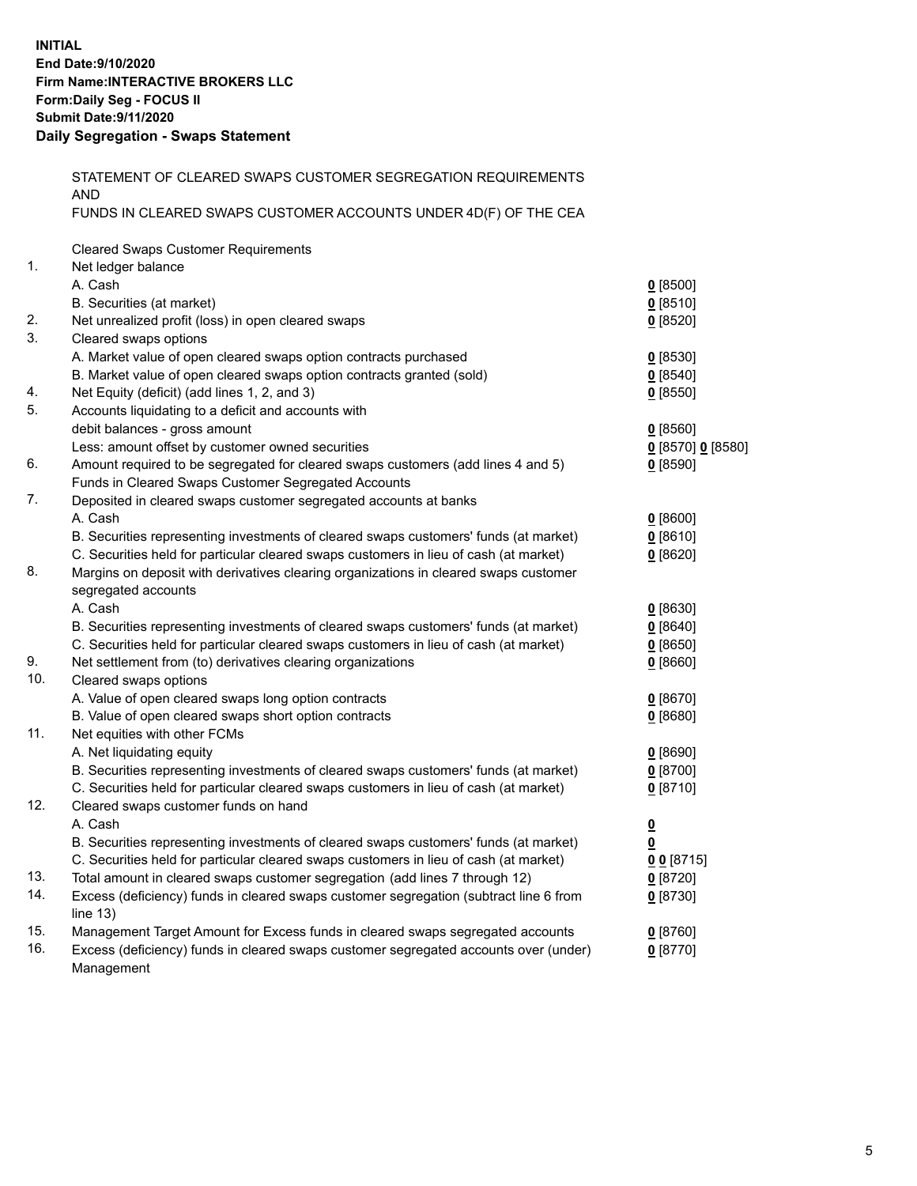**INITIAL**
**End Date:9/10/2020**
**Firm Name:INTERACTIVE BROKERS LLC**
**Form:Daily Seg - FOCUS II**
**Submit Date:9/11/2020**
**Daily Segregation - Swaps Statement**

STATEMENT OF CLEARED SWAPS CUSTOMER SEGREGATION REQUIREMENTS AND FUNDS IN CLEARED SWAPS CUSTOMER ACCOUNTS UNDER 4D(F) OF THE CEA

| | | |
|---|---|---|
| | Cleared Swaps Customer Requirements | |
| 1. | Net ledger balance | |
| | A. Cash | 0 [8500] |
| | B. Securities (at market) | 0 [8510] |
| 2. | Net unrealized profit (loss) in open cleared swaps | 0 [8520] |
| 3. | Cleared swaps options | |
| | A. Market value of open cleared swaps option contracts purchased | 0 [8530] |
| | B. Market value of open cleared swaps option contracts granted (sold) | 0 [8540] |
| 4. | Net Equity (deficit) (add lines 1, 2, and 3) | 0 [8550] |
| 5. | Accounts liquidating to a deficit and accounts with | |
| | debit balances - gross amount | 0 [8560] |
| | Less: amount offset by customer owned securities | 0 [8570] 0 [8580] |
| 6. | Amount required to be segregated for cleared swaps customers (add lines 4 and 5) | 0 [8590] |
| | Funds in Cleared Swaps Customer Segregated Accounts | |
| 7. | Deposited in cleared swaps customer segregated accounts at banks | |
| | A. Cash | 0 [8600] |
| | B. Securities representing investments of cleared swaps customers' funds (at market) | 0 [8610] |
| | C. Securities held for particular cleared swaps customers in lieu of cash (at market) | 0 [8620] |
| 8. | Margins on deposit with derivatives clearing organizations in cleared swaps customer segregated accounts | |
| | A. Cash | 0 [8630] |
| | B. Securities representing investments of cleared swaps customers' funds (at market) | 0 [8640] |
| | C. Securities held for particular cleared swaps customers in lieu of cash (at market) | 0 [8650] |
| 9. | Net settlement from (to) derivatives clearing organizations | 0 [8660] |
| 10. | Cleared swaps options | |
| | A. Value of open cleared swaps long option contracts | 0 [8670] |
| | B. Value of open cleared swaps short option contracts | 0 [8680] |
| 11. | Net equities with other FCMs | |
| | A. Net liquidating equity | 0 [8690] |
| | B. Securities representing investments of cleared swaps customers' funds (at market) | 0 [8700] |
| | C. Securities held for particular cleared swaps customers in lieu of cash (at market) | 0 [8710] |
| 12. | Cleared swaps customer funds on hand | |
| | A. Cash | 0 |
| | B. Securities representing investments of cleared swaps customers' funds (at market) | 0 |
| | C. Securities held for particular cleared swaps customers in lieu of cash (at market) | 0 0 [8715] |
| 13. | Total amount in cleared swaps customer segregation (add lines 7 through 12) | 0 [8720] |
| 14. | Excess (deficiency) funds in cleared swaps customer segregation (subtract line 6 from line 13) | 0 [8730] |
| 15. | Management Target Amount for Excess funds in cleared swaps segregated accounts | 0 [8760] |
| 16. | Excess (deficiency) funds in cleared swaps customer segregated accounts over (under) Management | 0 [8770] |